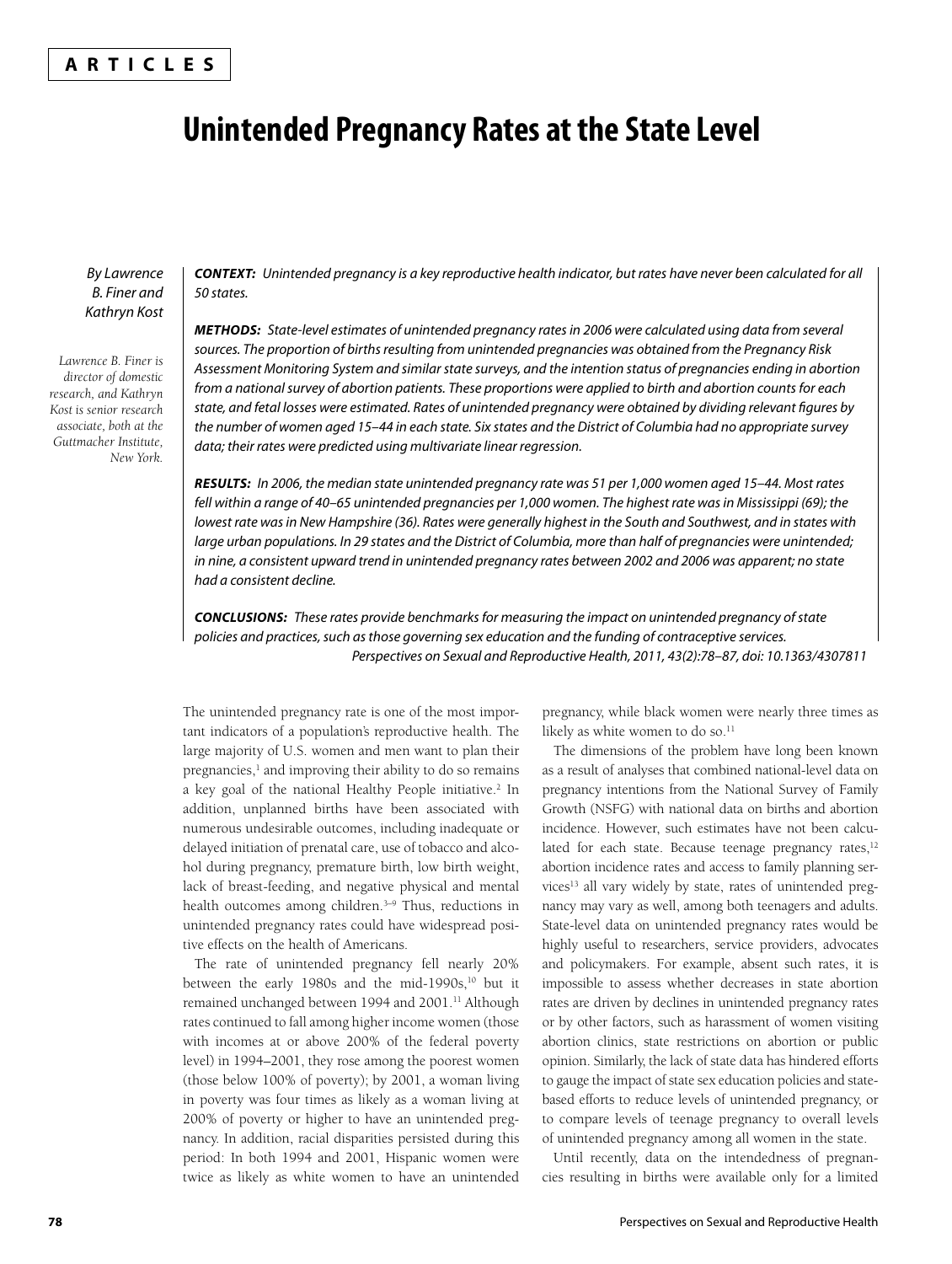ARTICLES

# Unintended Pregnancy Rates at the State Level

*By Lawrence B. Finer and Kathryn Kost*

*Lawrence B. Finer is director of domestic research, and Kathryn Kost is senior research associate, both at the Guttmacher Institute, New York.*

***CONTEXT:*** *Unintended pregnancy is a key reproductive health indicator, but rates have never been calculated for all 50 states.*

***METHODS:*** *State-level estimates of unintended pregnancy rates in 2006 were calculated using data from several sources. The proportion of births resulting from unintended pregnancies was obtained from the Pregnancy Risk Assessment Monitoring System and similar state surveys, and the intention status of pregnancies ending in abortion from a national survey of abortion patients. These proportions were applied to birth and abortion counts for each state, and fetal losses were estimated. Rates of unintended pregnancy were obtained by dividing relevant figures by the number of women aged 15–44 in each state. Six states and the District of Columbia had no appropriate survey data; their rates were predicted using multivariate linear regression.*

***RESULTS:*** *In 2006, the median state unintended pregnancy rate was 51 per 1,000 women aged 15–44. Most rates fell within a range of 40–65 unintended pregnancies per 1,000 women. The highest rate was in Mississippi (69); the lowest rate was in New Hampshire (36). Rates were generally highest in the South and Southwest, and in states with large urban populations. In 29 states and the District of Columbia, more than half of pregnancies were unintended; in nine, a consistent upward trend in unintended pregnancy rates between 2002 and 2006 was apparent; no state had a consistent decline.*

***CONCLUSIONS:*** *These rates provide benchmarks for measuring the impact on unintended pregnancy of state policies and practices, such as those governing sex education and the funding of contraceptive services.*

*Perspectives on Sexual and Reproductive Health, 2011, 43(2):78–87, doi: 10.1363/4307811*

The unintended pregnancy rate is one of the most important indicators of a population's reproductive health. The large majority of U.S. women and men want to plan their pregnancies,[1] and improving their ability to do so remains a key goal of the national Healthy People initiative.[2] In addition, unplanned births have been associated with numerous undesirable outcomes, including inadequate or delayed initiation of prenatal care, use of tobacco and alcohol during pregnancy, premature birth, low birth weight, lack of breast-feeding, and negative physical and mental health outcomes among children.[3–9] Thus, reductions in unintended pregnancy rates could have widespread positive effects on the health of Americans.

The rate of unintended pregnancy fell nearly 20% between the early 1980s and the mid-1990s,[10] but it remained unchanged between 1994 and 2001.[11] Although rates continued to fall among higher income women (those with incomes at or above 200% of the federal poverty level) in 1994–2001, they rose among the poorest women (those below 100% of poverty); by 2001, a woman living in poverty was four times as likely as a woman living at 200% of poverty or higher to have an unintended pregnancy. In addition, racial disparities persisted during this period: In both 1994 and 2001, Hispanic women were twice as likely as white women to have an unintended pregnancy, while black women were nearly three times as likely as white women to do so.[11]

The dimensions of the problem have long been known as a result of analyses that combined national-level data on pregnancy intentions from the National Survey of Family Growth (NSFG) with national data on births and abortion incidence. However, such estimates have not been calculated for each state. Because teenage pregnancy rates,[12] abortion incidence rates and access to family planning services[13] all vary widely by state, rates of unintended pregnancy may vary as well, among both teenagers and adults. State-level data on unintended pregnancy rates would be highly useful to researchers, service providers, advocates and policymakers. For example, absent such rates, it is impossible to assess whether decreases in state abortion rates are driven by declines in unintended pregnancy rates or by other factors, such as harassment of women visiting abortion clinics, state restrictions on abortion or public opinion. Similarly, the lack of state data has hindered efforts to gauge the impact of state sex education policies and state-based efforts to reduce levels of unintended pregnancy, or to compare levels of teenage pregnancy to overall levels of unintended pregnancy among all women in the state.

Until recently, data on the intendedness of pregnancies resulting in births were available only for a limited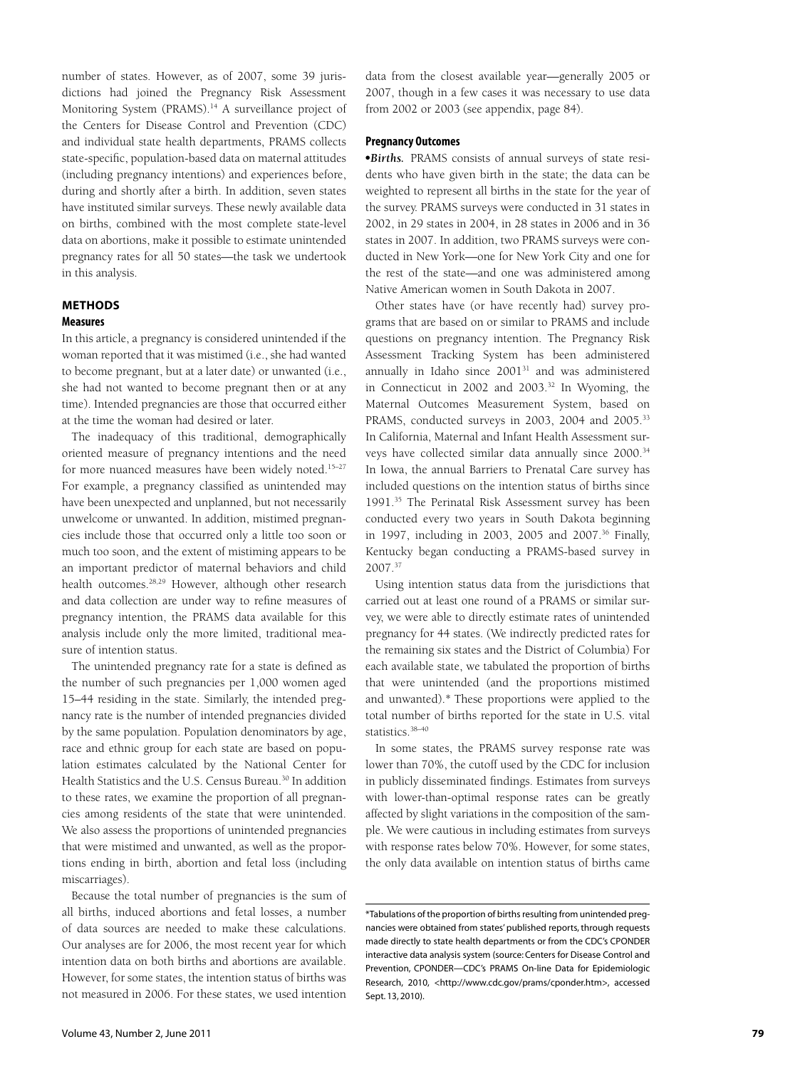number of states. However, as of 2007, some 39 jurisdictions had joined the Pregnancy Risk Assessment Monitoring System (PRAMS).[14] A surveillance project of the Centers for Disease Control and Prevention (CDC) and individual state health departments, PRAMS collects state-specific, population-based data on maternal attitudes (including pregnancy intentions) and experiences before, during and shortly after a birth. In addition, seven states have instituted similar surveys. These newly available data on births, combined with the most complete state-level data on abortions, make it possible to estimate unintended pregnancy rates for all 50 states—the task we undertook in this analysis.

## METHODS

### Measures

In this article, a pregnancy is considered unintended if the woman reported that it was mistimed (i.e., she had wanted to become pregnant, but at a later date) or unwanted (i.e., she had not wanted to become pregnant then or at any time). Intended pregnancies are those that occurred either at the time the woman had desired or later.

The inadequacy of this traditional, demographically oriented measure of pregnancy intentions and the need for more nuanced measures have been widely noted.[15–27] For example, a pregnancy classified as unintended may have been unexpected and unplanned, but not necessarily unwelcome or unwanted. In addition, mistimed pregnancies include those that occurred only a little too soon or much too soon, and the extent of mistiming appears to be an important predictor of maternal behaviors and child health outcomes.[28,29] However, although other research and data collection are under way to refine measures of pregnancy intention, the PRAMS data available for this analysis include only the more limited, traditional measure of intention status.

The unintended pregnancy rate for a state is defined as the number of such pregnancies per 1,000 women aged 15–44 residing in the state. Similarly, the intended pregnancy rate is the number of intended pregnancies divided by the same population. Population denominators by age, race and ethnic group for each state are based on population estimates calculated by the National Center for Health Statistics and the U.S. Census Bureau.[30] In addition to these rates, we examine the proportion of all pregnancies among residents of the state that were unintended. We also assess the proportions of unintended pregnancies that were mistimed and unwanted, as well as the proportions ending in birth, abortion and fetal loss (including miscarriages).

Because the total number of pregnancies is the sum of all births, induced abortions and fetal losses, a number of data sources are needed to make these calculations. Our analyses are for 2006, the most recent year for which intention data on both births and abortions are available. However, for some states, the intention status of births was not measured in 2006. For these states, we used intention data from the closest available year—generally 2005 or 2007, though in a few cases it was necessary to use data from 2002 or 2003 (see appendix, page 84).

### Pregnancy Outcomes

•***Births.*** PRAMS consists of annual surveys of state residents who have given birth in the state; the data can be weighted to represent all births in the state for the year of the survey. PRAMS surveys were conducted in 31 states in 2002, in 29 states in 2004, in 28 states in 2006 and in 36 states in 2007. In addition, two PRAMS surveys were conducted in New York—one for New York City and one for the rest of the state—and one was administered among Native American women in South Dakota in 2007.

Other states have (or have recently had) survey programs that are based on or similar to PRAMS and include questions on pregnancy intention. The Pregnancy Risk Assessment Tracking System has been administered annually in Idaho since 2001[31] and was administered in Connecticut in 2002 and 2003.[32] In Wyoming, the Maternal Outcomes Measurement System, based on PRAMS, conducted surveys in 2003, 2004 and 2005.[33] In California, Maternal and Infant Health Assessment surveys have collected similar data annually since 2000.[34] In Iowa, the annual Barriers to Prenatal Care survey has included questions on the intention status of births since 1991.[35] The Perinatal Risk Assessment survey has been conducted every two years in South Dakota beginning in 1997, including in 2003, 2005 and 2007.[36] Finally, Kentucky began conducting a PRAMS-based survey in 2007.[37]

Using intention status data from the jurisdictions that carried out at least one round of a PRAMS or similar survey, we were able to directly estimate rates of unintended pregnancy for 44 states. (We indirectly predicted rates for the remaining six states and the District of Columbia) For each available state, we tabulated the proportion of births that were unintended (and the proportions mistimed and unwanted).* These proportions were applied to the total number of births reported for the state in U.S. vital statistics.[38–40]

In some states, the PRAMS survey response rate was lower than 70%, the cutoff used by the CDC for inclusion in publicly disseminated findings. Estimates from surveys with lower-than-optimal response rates can be greatly affected by slight variations in the composition of the sample. We were cautious in including estimates from surveys with response rates below 70%. However, for some states, the only data available on intention status of births came

---

*Tabulations of the proportion of births resulting from unintended pregnancies were obtained from states' published reports, through requests made directly to state health departments or from the CDC's CPONDER interactive data analysis system (source: Centers for Disease Control and Prevention, CPONDER—CDC's PRAMS On-line Data for Epidemiologic Research, 2010, <http://www.cdc.gov/prams/cponder.htm>, accessed Sept. 13, 2010).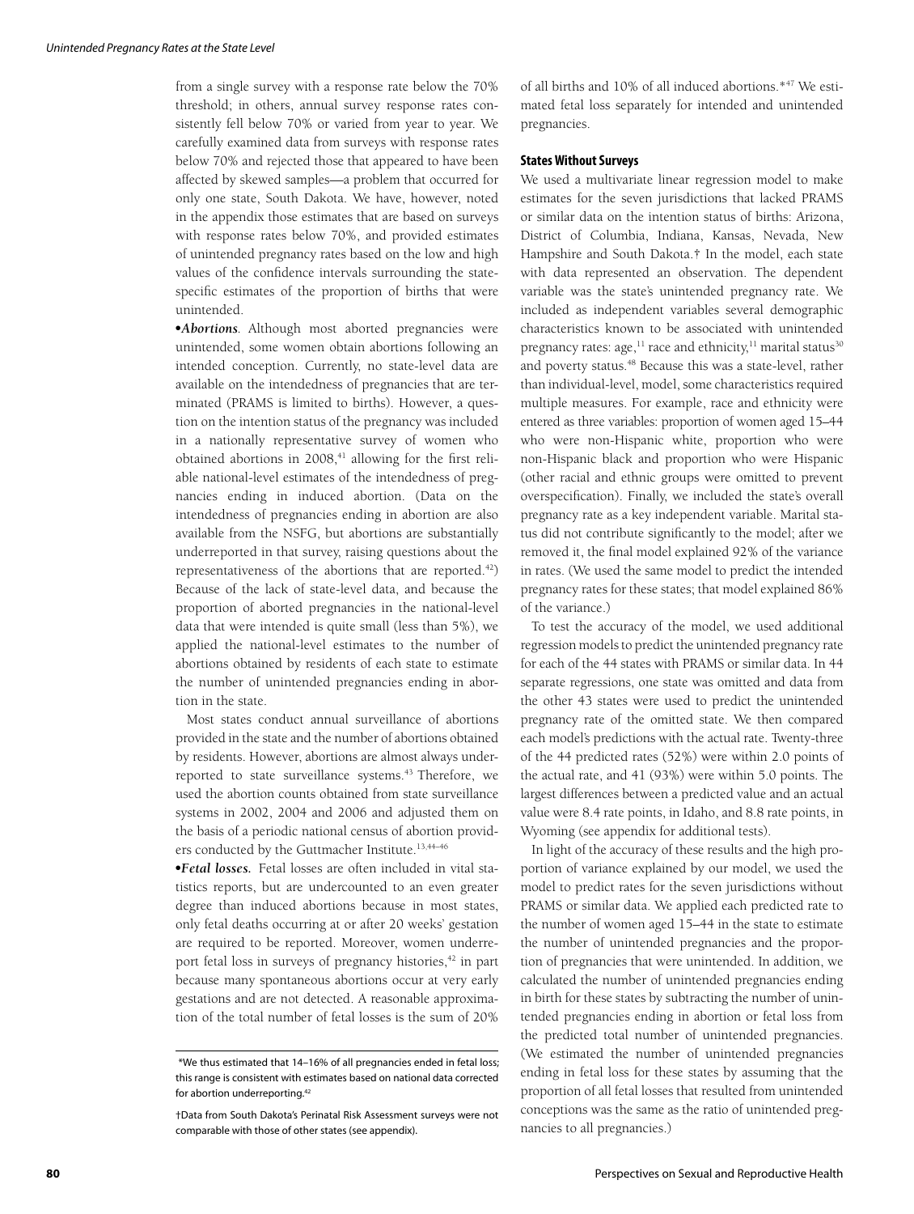from a single survey with a response rate below the 70% threshold; in others, annual survey response rates consistently fell below 70% or varied from year to year. We carefully examined data from surveys with response rates below 70% and rejected those that appeared to have been affected by skewed samples—a problem that occurred for only one state, South Dakota. We have, however, noted in the appendix those estimates that are based on surveys with response rates below 70%, and provided estimates of unintended pregnancy rates based on the low and high values of the confidence intervals surrounding the state-specific estimates of the proportion of births that were unintended.

•*Abortions*. Although most aborted pregnancies were unintended, some women obtain abortions following an intended conception. Currently, no state-level data are available on the intendedness of pregnancies that are terminated (PRAMS is limited to births). However, a question on the intention status of the pregnancy was included in a nationally representative survey of women who obtained abortions in 2008,[41] allowing for the first reliable national-level estimates of the intendedness of pregnancies ending in induced abortion. (Data on the intendedness of pregnancies ending in abortion are also available from the NSFG, but abortions are substantially underreported in that survey, raising questions about the representativeness of the abortions that are reported.[42]) Because of the lack of state-level data, and because the proportion of aborted pregnancies in the national-level data that were intended is quite small (less than 5%), we applied the national-level estimates to the number of abortions obtained by residents of each state to estimate the number of unintended pregnancies ending in abortion in the state.

Most states conduct annual surveillance of abortions provided in the state and the number of abortions obtained by residents. However, abortions are almost always underreported to state surveillance systems.[43] Therefore, we used the abortion counts obtained from state surveillance systems in 2002, 2004 and 2006 and adjusted them on the basis of a periodic national census of abortion providers conducted by the Guttmacher Institute.[13,44–46]

•***Fetal losses.*** Fetal losses are often included in vital statistics reports, but are undercounted to an even greater degree than induced abortions because in most states, only fetal deaths occurring at or after 20 weeks' gestation are required to be reported. Moreover, women underreport fetal loss in surveys of pregnancy histories,[42] in part because many spontaneous abortions occur at very early gestations and are not detected. A reasonable approximation of the total number of fetal losses is the sum of 20% of all births and 10% of all induced abortions.*[47] We estimated fetal loss separately for intended and unintended pregnancies.

### States Without Surveys

We used a multivariate linear regression model to make estimates for the seven jurisdictions that lacked PRAMS or similar data on the intention status of births: Arizona, District of Columbia, Indiana, Kansas, Nevada, New Hampshire and South Dakota.† In the model, each state with data represented an observation. The dependent variable was the state's unintended pregnancy rate. We included as independent variables several demographic characteristics known to be associated with unintended pregnancy rates: age,[11] race and ethnicity,[11] marital status[30] and poverty status.[48] Because this was a state-level, rather than individual-level, model, some characteristics required multiple measures. For example, race and ethnicity were entered as three variables: proportion of women aged 15–44 who were non-Hispanic white, proportion who were non-Hispanic black and proportion who were Hispanic (other racial and ethnic groups were omitted to prevent overspecification). Finally, we included the state's overall pregnancy rate as a key independent variable. Marital status did not contribute significantly to the model; after we removed it, the final model explained 92% of the variance in rates. (We used the same model to predict the intended pregnancy rates for these states; that model explained 86% of the variance.)

To test the accuracy of the model, we used additional regression models to predict the unintended pregnancy rate for each of the 44 states with PRAMS or similar data. In 44 separate regressions, one state was omitted and data from the other 43 states were used to predict the unintended pregnancy rate of the omitted state. We then compared each model's predictions with the actual rate. Twenty-three of the 44 predicted rates (52%) were within 2.0 points of the actual rate, and 41 (93%) were within 5.0 points. The largest differences between a predicted value and an actual value were 8.4 rate points, in Idaho, and 8.8 rate points, in Wyoming (see appendix for additional tests).

In light of the accuracy of these results and the high proportion of variance explained by our model, we used the model to predict rates for the seven jurisdictions without PRAMS or similar data. We applied each predicted rate to the number of women aged 15–44 in the state to estimate the number of unintended pregnancies and the proportion of pregnancies that were unintended. In addition, we calculated the number of unintended pregnancies ending in birth for these states by subtracting the number of unintended pregnancies ending in abortion or fetal loss from the predicted total number of unintended pregnancies. (We estimated the number of unintended pregnancies ending in fetal loss for these states by assuming that the proportion of all fetal losses that resulted from unintended conceptions was the same as the ratio of unintended pregnancies to all pregnancies.)

---

*We thus estimated that 14–16% of all pregnancies ended in fetal loss; this range is consistent with estimates based on national data corrected for abortion underreporting.[42]

†Data from South Dakota's Perinatal Risk Assessment surveys were not comparable with those of other states (see appendix).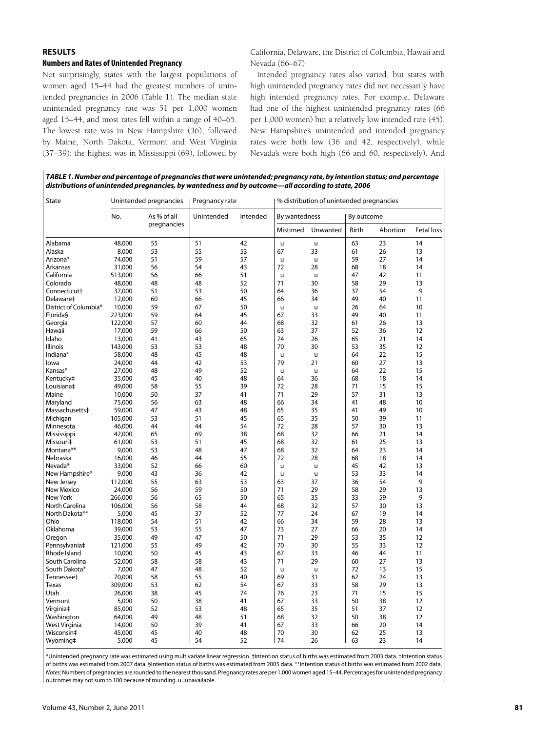## RESULTS

### Numbers and Rates of Unintended Pregnancy

Not surprisingly, states with the largest populations of women aged 15–44 had the greatest numbers of unintended pregnancies in 2006 (Table 1). The median state unintended pregnancy rate was 51 per 1,000 women aged 15–44, and most rates fell within a range of 40–65. The lowest rate was in New Hampshire (36), followed by Maine, North Dakota, Vermont and West Virginia (37–39); the highest was in Mississippi (69), followed by California, Delaware, the District of Columbia, Hawaii and Nevada (66–67).

Intended pregnancy rates also varied, but states with high unintended pregnancy rates did not necessarily have high intended pregnancy rates. For example, Delaware had one of the highest unintended pregnancy rates (66 per 1,000 women) but a relatively low intended rate (45). New Hampshire's unintended and intended pregnancy rates were both low (36 and 42, respectively), while Nevada's were both high (66 and 60, respectively). And

***TABLE 1. Number and percentage of pregnancies that were unintended; pregnancy rate, by intention status; and percentage distributions of unintended pregnancies, by wantedness and by outcome—all according to state, 2006***

| State | Unintended pregnancies | | Pregnancy rate | | % distribution of unintended pregnancies | | | | |
|---|---|---|---|---|---|---|---|---|---|
| | No. | As % of all pregnancies | Unintended | Intended | By wantedness | | By outcome | | |
| | | | | | Mistimed | Unwanted | Birth | Abortion | Fetal loss |
| Alabama | 48,000 | 55 | 51 | 42 | u | u | 63 | 23 | 14 |
| Alaska | 8,000 | 53 | 55 | 53 | 67 | 33 | 61 | 26 | 13 |
| Arizona* | 74,000 | 51 | 59 | 57 | u | u | 59 | 27 | 14 |
| Arkansas | 31,000 | 56 | 54 | 43 | 72 | 28 | 68 | 18 | 14 |
| California | 513,000 | 56 | 66 | 51 | u | u | 47 | 42 | 11 |
| Colorado | 48,000 | 48 | 48 | 52 | 71 | 30 | 58 | 29 | 13 |
| Connecticut† | 37,000 | 51 | 53 | 50 | 64 | 36 | 37 | 54 | 9 |
| Delaware‡ | 12,000 | 60 | 66 | 45 | 66 | 34 | 49 | 40 | 11 |
| District of Columbia* | 10,000 | 59 | 67 | 50 | u | u | 26 | 64 | 10 |
| Florida§ | 223,000 | 59 | 64 | 45 | 67 | 33 | 49 | 40 | 11 |
| Georgia | 122,000 | 57 | 60 | 44 | 68 | 32 | 61 | 26 | 13 |
| Hawaii | 17,000 | 59 | 66 | 50 | 63 | 37 | 52 | 36 | 12 |
| Idaho | 13,000 | 41 | 43 | 65 | 74 | 26 | 65 | 21 | 14 |
| Illinois | 143,000 | 53 | 53 | 48 | 70 | 30 | 53 | 35 | 12 |
| Indiana* | 58,000 | 48 | 45 | 48 | u | u | 64 | 22 | 15 |
| Iowa | 24,000 | 44 | 42 | 53 | 79 | 21 | 60 | 27 | 13 |
| Kansas* | 27,000 | 48 | 49 | 52 | u | u | 64 | 22 | 15 |
| Kentucky‡ | 35,000 | 45 | 40 | 48 | 64 | 36 | 68 | 18 | 14 |
| Louisiana‡ | 49,000 | 58 | 55 | 39 | 72 | 28 | 71 | 15 | 15 |
| Maine | 10,000 | 50 | 37 | 41 | 71 | 29 | 57 | 31 | 13 |
| Maryland | 75,000 | 56 | 63 | 48 | 66 | 34 | 41 | 48 | 10 |
| Massachusetts‡ | 59,000 | 47 | 43 | 48 | 65 | 35 | 41 | 49 | 10 |
| Michigan | 105,000 | 53 | 51 | 45 | 65 | 35 | 50 | 39 | 11 |
| Minnesota | 46,000 | 44 | 44 | 54 | 72 | 28 | 57 | 30 | 13 |
| Mississippi | 42,000 | 65 | 69 | 38 | 68 | 32 | 66 | 21 | 14 |
| Missouri‡ | 61,000 | 53 | 51 | 45 | 68 | 32 | 61 | 25 | 13 |
| Montana** | 9,000 | 53 | 48 | 47 | 68 | 32 | 64 | 23 | 14 |
| Nebraska | 16,000 | 46 | 44 | 55 | 72 | 28 | 68 | 18 | 14 |
| Nevada* | 33,000 | 52 | 66 | 60 | u | u | 45 | 42 | 13 |
| New Hampshire* | 9,000 | 43 | 36 | 42 | u | u | 53 | 33 | 14 |
| New Jersey | 112,000 | 55 | 63 | 53 | 63 | 37 | 36 | 54 | 9 |
| New Mexico | 24,000 | 56 | 59 | 50 | 71 | 29 | 58 | 29 | 13 |
| New York | 266,000 | 56 | 65 | 50 | 65 | 35 | 33 | 59 | 9 |
| North Carolina | 106,000 | 56 | 58 | 44 | 68 | 32 | 57 | 30 | 13 |
| North Dakota** | 5,000 | 45 | 37 | 52 | 77 | 24 | 67 | 19 | 14 |
| Ohio | 118,000 | 54 | 51 | 42 | 66 | 34 | 59 | 28 | 13 |
| Oklahoma | 39,000 | 53 | 55 | 47 | 73 | 27 | 66 | 20 | 14 |
| Oregon | 35,000 | 49 | 47 | 50 | 71 | 29 | 53 | 35 | 12 |
| Pennsylvania‡ | 121,000 | 55 | 49 | 42 | 70 | 30 | 55 | 33 | 12 |
| Rhode Island | 10,000 | 50 | 45 | 43 | 67 | 33 | 46 | 44 | 11 |
| South Carolina | 52,000 | 58 | 58 | 43 | 71 | 29 | 60 | 27 | 13 |
| South Dakota* | 7,000 | 47 | 48 | 52 | u | u | 72 | 13 | 15 |
| Tennessee‡ | 70,000 | 58 | 55 | 40 | 69 | 31 | 62 | 24 | 13 |
| Texas | 309,000 | 53 | 62 | 54 | 67 | 33 | 58 | 29 | 13 |
| Utah | 26,000 | 38 | 45 | 74 | 76 | 23 | 71 | 15 | 15 |
| Vermont | 5,000 | 50 | 38 | 41 | 67 | 33 | 50 | 38 | 12 |
| Virginia‡ | 85,000 | 52 | 53 | 48 | 65 | 35 | 51 | 37 | 12 |
| Washington | 64,000 | 49 | 48 | 51 | 68 | 32 | 50 | 38 | 12 |
| West Virginia | 14,000 | 50 | 39 | 41 | 67 | 33 | 66 | 20 | 14 |
| Wisconsin‡ | 45,000 | 45 | 40 | 48 | 70 | 30 | 62 | 25 | 13 |
| Wyoming‡ | 5,000 | 45 | 54 | 52 | 74 | 26 | 63 | 23 | 14 |

*Unintended pregnancy rate was estimated using multivariate linear regression. †Intention status of births was estimated from 2003 data. ‡Intention status of births was estimated from 2007 data. §Intention status of births was estimated from 2005 data. **Intention status of births was estimated from 2002 data. *Notes:* Numbers of pregnancies are rounded to the nearest thousand. Pregnancy rates are per 1,000 women aged 15–44. Percentages for unintended pregnancy outcomes may not sum to 100 because of rounding. u=unavailable.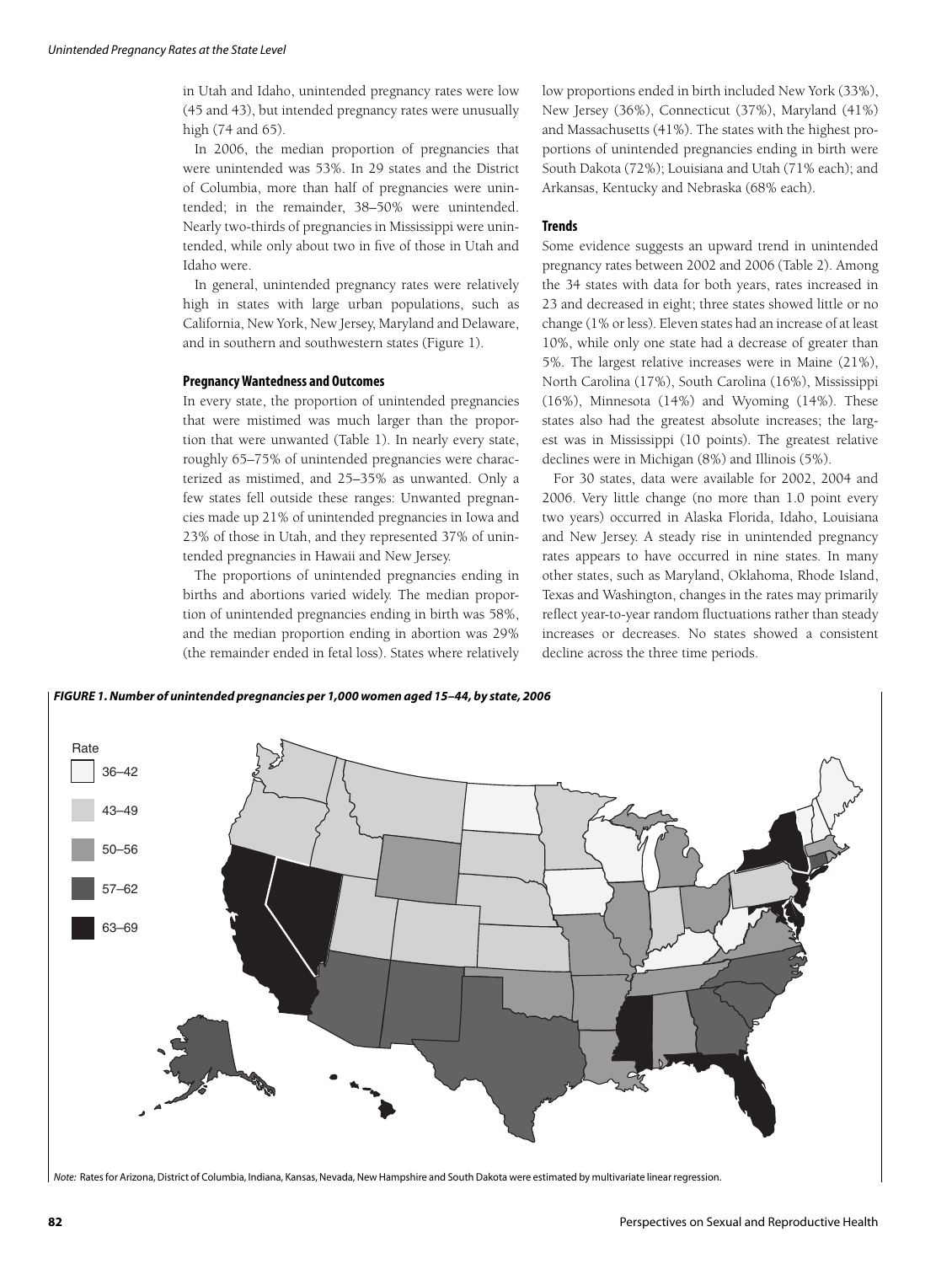in Utah and Idaho, unintended pregnancy rates were low (45 and 43), but intended pregnancy rates were unusually high (74 and 65).

In 2006, the median proportion of pregnancies that were unintended was 53%. In 29 states and the District of Columbia, more than half of pregnancies were unintended; in the remainder, 38–50% were unintended. Nearly two-thirds of pregnancies in Mississippi were unintended, while only about two in five of those in Utah and Idaho were.

In general, unintended pregnancy rates were relatively high in states with large urban populations, such as California, New York, New Jersey, Maryland and Delaware, and in southern and southwestern states (Figure 1).

#### Pregnancy Wantedness and Outcomes

In every state, the proportion of unintended pregnancies that were mistimed was much larger than the proportion that were unwanted (Table 1). In nearly every state, roughly 65–75% of unintended pregnancies were characterized as mistimed, and 25–35% as unwanted. Only a few states fell outside these ranges: Unwanted pregnancies made up 21% of unintended pregnancies in Iowa and 23% of those in Utah, and they represented 37% of unintended pregnancies in Hawaii and New Jersey.

The proportions of unintended pregnancies ending in births and abortions varied widely. The median proportion of unintended pregnancies ending in birth was 58%, and the median proportion ending in abortion was 29% (the remainder ended in fetal loss). States where relatively low proportions ended in birth included New York (33%), New Jersey (36%), Connecticut (37%), Maryland (41%) and Massachusetts (41%). The states with the highest proportions of unintended pregnancies ending in birth were South Dakota (72%); Louisiana and Utah (71% each); and Arkansas, Kentucky and Nebraska (68% each).

#### Trends

Some evidence suggests an upward trend in unintended pregnancy rates between 2002 and 2006 (Table 2). Among the 34 states with data for both years, rates increased in 23 and decreased in eight; three states showed little or no change (1% or less). Eleven states had an increase of at least 10%, while only one state had a decrease of greater than 5%. The largest relative increases were in Maine (21%), North Carolina (17%), South Carolina (16%), Mississippi (16%), Minnesota (14%) and Wyoming (14%). These states also had the greatest absolute increases; the largest was in Mississippi (10 points). The greatest relative declines were in Michigan (8%) and Illinois (5%).

For 30 states, data were available for 2002, 2004 and 2006. Very little change (no more than 1.0 point every two years) occurred in Alaska Florida, Idaho, Louisiana and New Jersey. A steady rise in unintended pregnancy rates appears to have occurred in nine states. In many other states, such as Maryland, Oklahoma, Rhode Island, Texas and Washington, changes in the rates may primarily reflect year-to-year random fluctuations rather than steady increases or decreases. No states showed a consistent decline across the three time periods.

***FIGURE 1. Number of unintended pregnancies per 1,000 women aged 15–44, by state, 2006***

Rate: 36–42; 43–49; 50–56; 57–62; 63–69

*Note:* Rates for Arizona, District of Columbia, Indiana, Kansas, Nevada, New Hampshire and South Dakota were estimated by multivariate linear regression.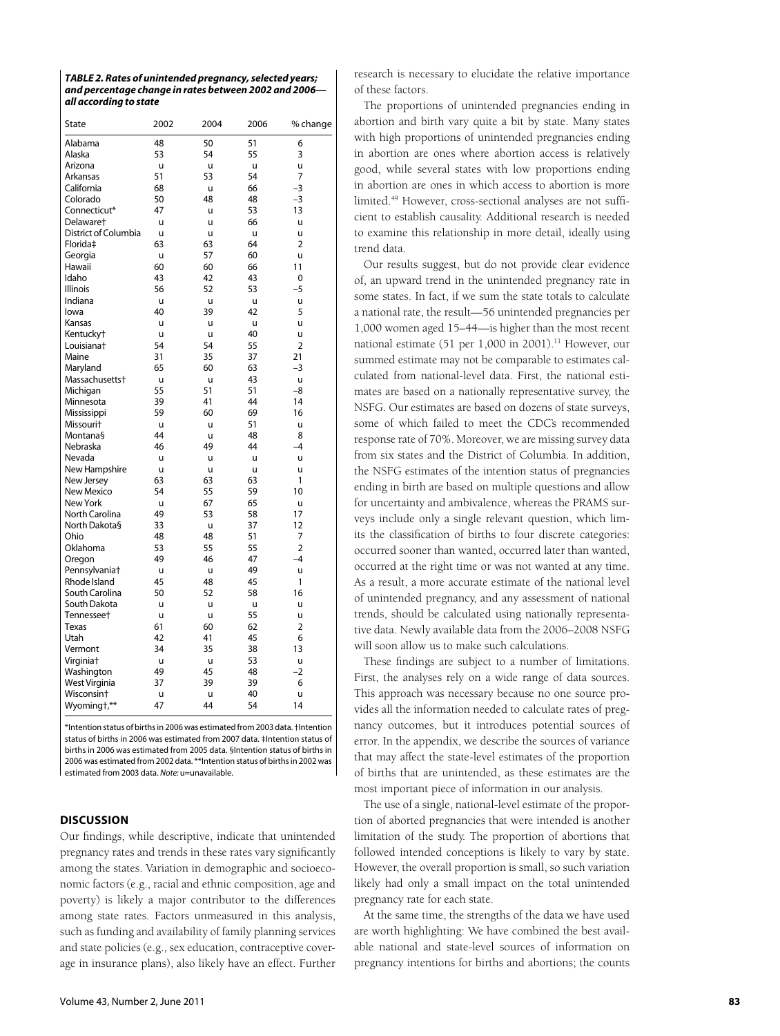***TABLE 2. Rates of unintended pregnancy, selected years; and percentage change in rates between 2002 and 2006—all according to state***

| State | 2002 | 2004 | 2006 | % change |
|---|---|---|---|---|
| Alabama | 48 | 50 | 51 | 6 |
| Alaska | 53 | 54 | 55 | 3 |
| Arizona | u | u | u | u |
| Arkansas | 51 | 53 | 54 | 7 |
| California | 68 | u | 66 | –3 |
| Colorado | 50 | 48 | 48 | –3 |
| Connecticut* | 47 | u | 53 | 13 |
| Delaware† | u | u | 66 | u |
| District of Columbia | u | u | u | u |
| Florida‡ | 63 | 63 | 64 | 2 |
| Georgia | u | 57 | 60 | u |
| Hawaii | 60 | 60 | 66 | 11 |
| Idaho | 43 | 42 | 43 | 0 |
| Illinois | 56 | 52 | 53 | –5 |
| Indiana | u | u | u | u |
| Iowa | 40 | 39 | 42 | 5 |
| Kansas | u | u | u | u |
| Kentucky† | u | u | 40 | u |
| Louisiana† | 54 | 54 | 55 | 2 |
| Maine | 31 | 35 | 37 | 21 |
| Maryland | 65 | 60 | 63 | –3 |
| Massachusetts† | u | u | 43 | u |
| Michigan | 55 | 51 | 51 | –8 |
| Minnesota | 39 | 41 | 44 | 14 |
| Mississippi | 59 | 60 | 69 | 16 |
| Missouri† | u | u | 51 | u |
| Montana§ | 44 | u | 48 | 8 |
| Nebraska | 46 | 49 | 44 | –4 |
| Nevada | u | u | u | u |
| New Hampshire | u | u | u | u |
| New Jersey | 63 | 63 | 63 | 1 |
| New Mexico | 54 | 55 | 59 | 10 |
| New York | u | 67 | 65 | u |
| North Carolina | 49 | 53 | 58 | 17 |
| North Dakota§ | 33 | u | 37 | 12 |
| Ohio | 48 | 48 | 51 | 7 |
| Oklahoma | 53 | 55 | 55 | 2 |
| Oregon | 49 | 46 | 47 | –4 |
| Pennsylvania† | u | u | 49 | u |
| Rhode Island | 45 | 48 | 45 | 1 |
| South Carolina | 50 | 52 | 58 | 16 |
| South Dakota | u | u | u | u |
| Tennessee† | u | u | 55 | u |
| Texas | 61 | 60 | 62 | 2 |
| Utah | 42 | 41 | 45 | 6 |
| Vermont | 34 | 35 | 38 | 13 |
| Virginia† | u | u | 53 | u |
| Washington | 49 | 45 | 48 | –2 |
| West Virginia | 37 | 39 | 39 | 6 |
| Wisconsin† | u | u | 40 | u |
| Wyoming†,** | 47 | 44 | 54 | 14 |

*Intention status of births in 2006 was estimated from 2003 data. †Intention status of births in 2006 was estimated from 2007 data. ‡Intention status of births in 2006 was estimated from 2005 data. §Intention status of births in 2006 was estimated from 2002 data. **Intention status of births in 2002 was estimated from 2003 data. *Note:* u=unavailable.

## DISCUSSION

Our findings, while descriptive, indicate that unintended pregnancy rates and trends in these rates vary significantly among the states. Variation in demographic and socioeconomic factors (e.g., racial and ethnic composition, age and poverty) is likely a major contributor to the differences among state rates. Factors unmeasured in this analysis, such as funding and availability of family planning services and state policies (e.g., sex education, contraceptive coverage in insurance plans), also likely have an effect. Further research is necessary to elucidate the relative importance of these factors.

The proportions of unintended pregnancies ending in abortion and birth vary quite a bit by state. Many states with high proportions of unintended pregnancies ending in abortion are ones where abortion access is relatively good, while several states with low proportions ending in abortion are ones in which access to abortion is more limited.[49] However, cross-sectional analyses are not sufficient to establish causality. Additional research is needed to examine this relationship in more detail, ideally using trend data.

Our results suggest, but do not provide clear evidence of, an upward trend in the unintended pregnancy rate in some states. In fact, if we sum the state totals to calculate a national rate, the result—56 unintended pregnancies per 1,000 women aged 15–44—is higher than the most recent national estimate (51 per 1,000 in 2001).[11] However, our summed estimate may not be comparable to estimates calculated from national-level data. First, the national estimates are based on a nationally representative survey, the NSFG. Our estimates are based on dozens of state surveys, some of which failed to meet the CDC's recommended response rate of 70%. Moreover, we are missing survey data from six states and the District of Columbia. In addition, the NSFG estimates of the intention status of pregnancies ending in birth are based on multiple questions and allow for uncertainty and ambivalence, whereas the PRAMS surveys include only a single relevant question, which limits the classification of births to four discrete categories: occurred sooner than wanted, occurred later than wanted, occurred at the right time or was not wanted at any time. As a result, a more accurate estimate of the national level of unintended pregnancy, and any assessment of national trends, should be calculated using nationally representative data. Newly available data from the 2006–2008 NSFG will soon allow us to make such calculations.

These findings are subject to a number of limitations. First, the analyses rely on a wide range of data sources. This approach was necessary because no one source provides all the information needed to calculate rates of pregnancy outcomes, but it introduces potential sources of error. In the appendix, we describe the sources of variance that may affect the state-level estimates of the proportion of births that are unintended, as these estimates are the most important piece of information in our analysis.

The use of a single, national-level estimate of the proportion of aborted pregnancies that were intended is another limitation of the study. The proportion of abortions that followed intended conceptions is likely to vary by state. However, the overall proportion is small, so such variation likely had only a small impact on the total unintended pregnancy rate for each state.

At the same time, the strengths of the data we have used are worth highlighting: We have combined the best available national and state-level sources of information on pregnancy intentions for births and abortions; the counts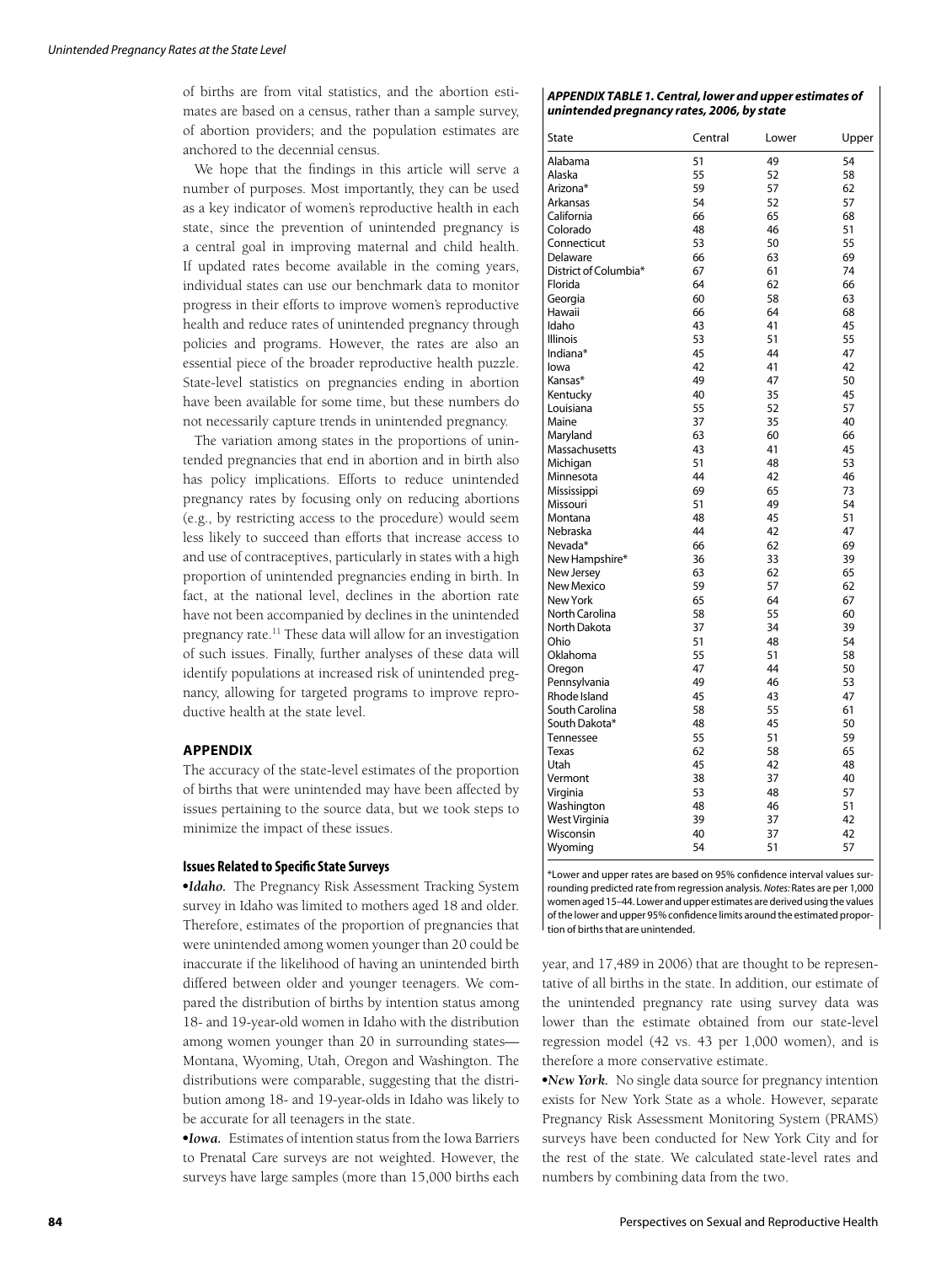of births are from vital statistics, and the abortion estimates are based on a census, rather than a sample survey, of abortion providers; and the population estimates are anchored to the decennial census.

We hope that the findings in this article will serve a number of purposes. Most importantly, they can be used as a key indicator of women's reproductive health in each state, since the prevention of unintended pregnancy is a central goal in improving maternal and child health. If updated rates become available in the coming years, individual states can use our benchmark data to monitor progress in their efforts to improve women's reproductive health and reduce rates of unintended pregnancy through policies and programs. However, the rates are also an essential piece of the broader reproductive health puzzle. State-level statistics on pregnancies ending in abortion have been available for some time, but these numbers do not necessarily capture trends in unintended pregnancy.

The variation among states in the proportions of unintended pregnancies that end in abortion and in birth also has policy implications. Efforts to reduce unintended pregnancy rates by focusing only on reducing abortions (e.g., by restricting access to the procedure) would seem less likely to succeed than efforts that increase access to and use of contraceptives, particularly in states with a high proportion of unintended pregnancies ending in birth. In fact, at the national level, declines in the abortion rate have not been accompanied by declines in the unintended pregnancy rate.[11] These data will allow for an investigation of such issues. Finally, further analyses of these data will identify populations at increased risk of unintended pregnancy, allowing for targeted programs to improve reproductive health at the state level.

## APPENDIX

The accuracy of the state-level estimates of the proportion of births that were unintended may have been affected by issues pertaining to the source data, but we took steps to minimize the impact of these issues.

### Issues Related to Specific State Surveys

•***Idaho.*** The Pregnancy Risk Assessment Tracking System survey in Idaho was limited to mothers aged 18 and older. Therefore, estimates of the proportion of pregnancies that were unintended among women younger than 20 could be inaccurate if the likelihood of having an unintended birth differed between older and younger teenagers. We compared the distribution of births by intention status among 18- and 19-year-old women in Idaho with the distribution among women younger than 20 in surrounding states—Montana, Wyoming, Utah, Oregon and Washington. The distributions were comparable, suggesting that the distribution among 18- and 19-year-olds in Idaho was likely to be accurate for all teenagers in the state.

•***Iowa.*** Estimates of intention status from the Iowa Barriers to Prenatal Care surveys are not weighted. However, the surveys have large samples (more than 15,000 births each year, and 17,489 in 2006) that are thought to be representative of all births in the state. In addition, our estimate of the unintended pregnancy rate using survey data was lower than the estimate obtained from our state-level regression model (42 vs. 43 per 1,000 women), and is therefore a more conservative estimate.

•***New York.*** No single data source for pregnancy intention exists for New York State as a whole. However, separate Pregnancy Risk Assessment Monitoring System (PRAMS) surveys have been conducted for New York City and for the rest of the state. We calculated state-level rates and numbers by combining data from the two.

***APPENDIX TABLE 1. Central, lower and upper estimates of unintended pregnancy rates, 2006, by state***

| State | Central | Lower | Upper |
|---|---|---|---|
| Alabama | 51 | 49 | 54 |
| Alaska | 55 | 52 | 58 |
| Arizona* | 59 | 57 | 62 |
| Arkansas | 54 | 52 | 57 |
| California | 66 | 65 | 68 |
| Colorado | 48 | 46 | 51 |
| Connecticut | 53 | 50 | 55 |
| Delaware | 66 | 63 | 69 |
| District of Columbia* | 67 | 61 | 74 |
| Florida | 64 | 62 | 66 |
| Georgia | 60 | 58 | 63 |
| Hawaii | 66 | 64 | 68 |
| Idaho | 43 | 41 | 45 |
| Illinois | 53 | 51 | 55 |
| Indiana* | 45 | 44 | 47 |
| Iowa | 42 | 41 | 42 |
| Kansas* | 49 | 47 | 50 |
| Kentucky | 40 | 35 | 45 |
| Louisiana | 55 | 52 | 57 |
| Maine | 37 | 35 | 40 |
| Maryland | 63 | 60 | 66 |
| Massachusetts | 43 | 41 | 45 |
| Michigan | 51 | 48 | 53 |
| Minnesota | 44 | 42 | 46 |
| Mississippi | 69 | 65 | 73 |
| Missouri | 51 | 49 | 54 |
| Montana | 48 | 45 | 51 |
| Nebraska | 44 | 42 | 47 |
| Nevada* | 66 | 62 | 69 |
| New Hampshire* | 36 | 33 | 39 |
| New Jersey | 63 | 62 | 65 |
| New Mexico | 59 | 57 | 62 |
| New York | 65 | 64 | 67 |
| North Carolina | 58 | 55 | 60 |
| North Dakota | 37 | 34 | 39 |
| Ohio | 51 | 48 | 54 |
| Oklahoma | 55 | 51 | 58 |
| Oregon | 47 | 44 | 50 |
| Pennsylvania | 49 | 46 | 53 |
| Rhode Island | 45 | 43 | 47 |
| South Carolina | 58 | 55 | 61 |
| South Dakota* | 48 | 45 | 50 |
| Tennessee | 55 | 51 | 59 |
| Texas | 62 | 58 | 65 |
| Utah | 45 | 42 | 48 |
| Vermont | 38 | 37 | 40 |
| Virginia | 53 | 48 | 57 |
| Washington | 48 | 46 | 51 |
| West Virginia | 39 | 37 | 42 |
| Wisconsin | 40 | 37 | 42 |
| Wyoming | 54 | 51 | 57 |

*Lower and upper rates are based on 95% confidence interval values surrounding predicted rate from regression analysis. *Notes:* Rates are per 1,000 women aged 15–44. Lower and upper estimates are derived using the values of the lower and upper 95% confidence limits around the estimated proportion of births that are unintended.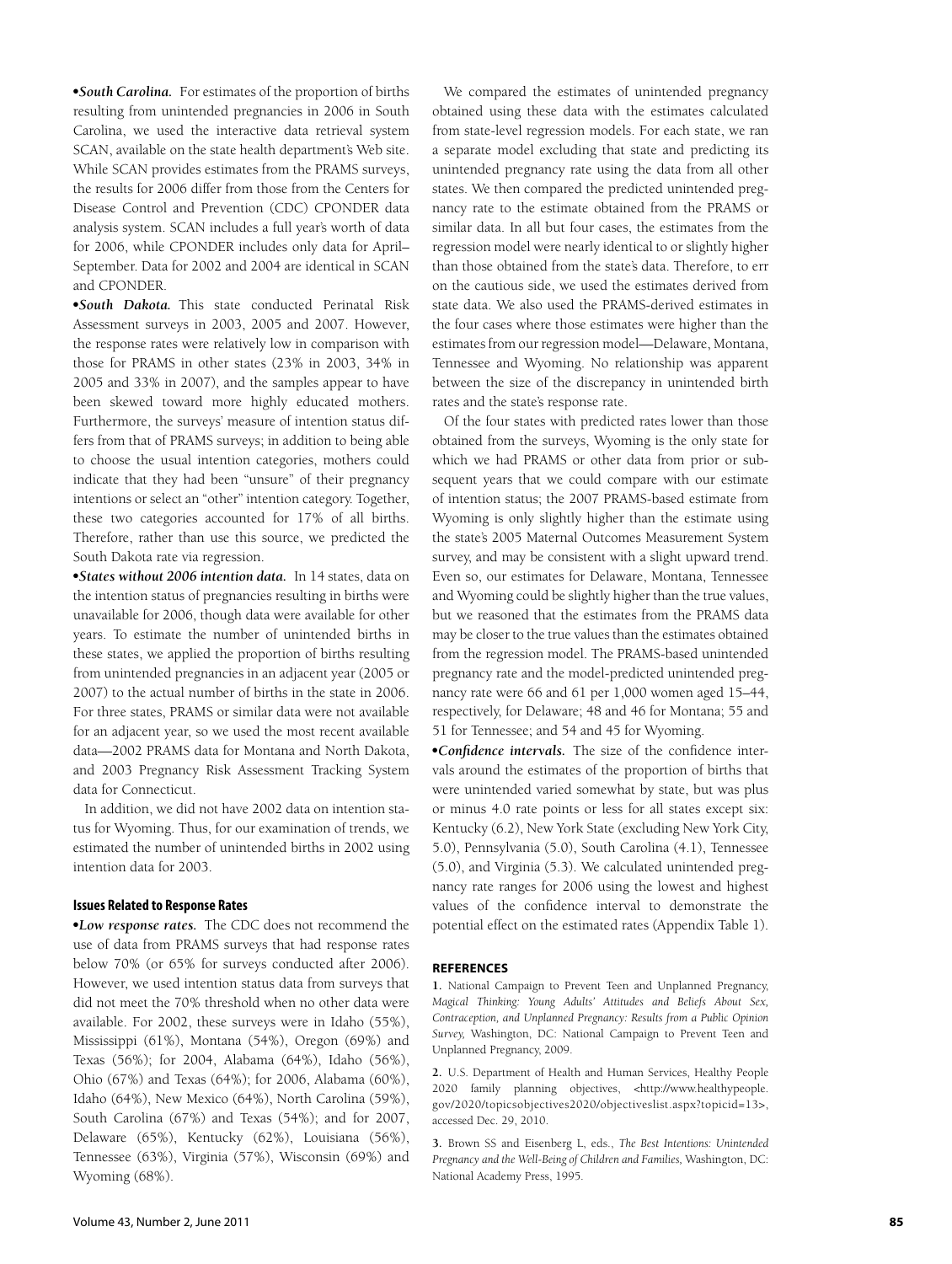•***South Carolina.*** For estimates of the proportion of births resulting from unintended pregnancies in 2006 in South Carolina, we used the interactive data retrieval system SCAN, available on the state health department's Web site. While SCAN provides estimates from the PRAMS surveys, the results for 2006 differ from those from the Centers for Disease Control and Prevention (CDC) CPONDER data analysis system. SCAN includes a full year's worth of data for 2006, while CPONDER includes only data for April–September. Data for 2002 and 2004 are identical in SCAN and CPONDER.

•***South Dakota.*** This state conducted Perinatal Risk Assessment surveys in 2003, 2005 and 2007. However, the response rates were relatively low in comparison with those for PRAMS in other states (23% in 2003, 34% in 2005 and 33% in 2007), and the samples appear to have been skewed toward more highly educated mothers. Furthermore, the surveys' measure of intention status differs from that of PRAMS surveys; in addition to being able to choose the usual intention categories, mothers could indicate that they had been "unsure" of their pregnancy intentions or select an "other" intention category. Together, these two categories accounted for 17% of all births. Therefore, rather than use this source, we predicted the South Dakota rate via regression.

•***States without 2006 intention data.*** In 14 states, data on the intention status of pregnancies resulting in births were unavailable for 2006, though data were available for other years. To estimate the number of unintended births in these states, we applied the proportion of births resulting from unintended pregnancies in an adjacent year (2005 or 2007) to the actual number of births in the state in 2006. For three states, PRAMS or similar data were not available for an adjacent year, so we used the most recent available data—2002 PRAMS data for Montana and North Dakota, and 2003 Pregnancy Risk Assessment Tracking System data for Connecticut.

In addition, we did not have 2002 data on intention status for Wyoming. Thus, for our examination of trends, we estimated the number of unintended births in 2002 using intention data for 2003.

#### Issues Related to Response Rates

•***Low response rates.*** The CDC does not recommend the use of data from PRAMS surveys that had response rates below 70% (or 65% for surveys conducted after 2006). However, we used intention status data from surveys that did not meet the 70% threshold when no other data were available. For 2002, these surveys were in Idaho (55%), Mississippi (61%), Montana (54%), Oregon (69%) and Texas (56%); for 2004, Alabama (64%), Idaho (56%), Ohio (67%) and Texas (64%); for 2006, Alabama (60%), Idaho (64%), New Mexico (64%), North Carolina (59%), South Carolina (67%) and Texas (54%); and for 2007, Delaware (65%), Kentucky (62%), Louisiana (56%), Tennessee (63%), Virginia (57%), Wisconsin (69%) and Wyoming (68%).

We compared the estimates of unintended pregnancy obtained using these data with the estimates calculated from state-level regression models. For each state, we ran a separate model excluding that state and predicting its unintended pregnancy rate using the data from all other states. We then compared the predicted unintended pregnancy rate to the estimate obtained from the PRAMS or similar data. In all but four cases, the estimates from the regression model were nearly identical to or slightly higher than those obtained from the state's data. Therefore, to err on the cautious side, we used the estimates derived from state data. We also used the PRAMS-derived estimates in the four cases where those estimates were higher than the estimates from our regression model—Delaware, Montana, Tennessee and Wyoming. No relationship was apparent between the size of the discrepancy in unintended birth rates and the state's response rate.

Of the four states with predicted rates lower than those obtained from the surveys, Wyoming is the only state for which we had PRAMS or other data from prior or subsequent years that we could compare with our estimate of intention status; the 2007 PRAMS-based estimate from Wyoming is only slightly higher than the estimate using the state's 2005 Maternal Outcomes Measurement System survey, and may be consistent with a slight upward trend. Even so, our estimates for Delaware, Montana, Tennessee and Wyoming could be slightly higher than the true values, but we reasoned that the estimates from the PRAMS data may be closer to the true values than the estimates obtained from the regression model. The PRAMS-based unintended pregnancy rate and the model-predicted unintended pregnancy rate were 66 and 61 per 1,000 women aged 15–44, respectively, for Delaware; 48 and 46 for Montana; 55 and 51 for Tennessee; and 54 and 45 for Wyoming.

•***Confidence intervals.*** The size of the confidence intervals around the estimates of the proportion of births that were unintended varied somewhat by state, but was plus or minus 4.0 rate points or less for all states except six: Kentucky (6.2), New York State (excluding New York City, 5.0), Pennsylvania (5.0), South Carolina (4.1), Tennessee (5.0), and Virginia (5.3). We calculated unintended pregnancy rate ranges for 2006 using the lowest and highest values of the confidence interval to demonstrate the potential effect on the estimated rates (Appendix Table 1).

### REFERENCES

1. National Campaign to Prevent Teen and Unplanned Pregnancy, *Magical Thinking: Young Adults' Attitudes and Beliefs About Sex, Contraception, and Unplanned Pregnancy: Results from a Public Opinion Survey,* Washington, DC: National Campaign to Prevent Teen and Unplanned Pregnancy, 2009.

2. U.S. Department of Health and Human Services, Healthy People 2020 family planning objectives, <http://www.healthypeople.gov/2020/topicsobjectives2020/objectiveslist.aspx?topicid=13>, accessed Dec. 29, 2010.

3. Brown SS and Eisenberg L, eds., *The Best Intentions: Unintended Pregnancy and the Well-Being of Children and Families,* Washington, DC: National Academy Press, 1995.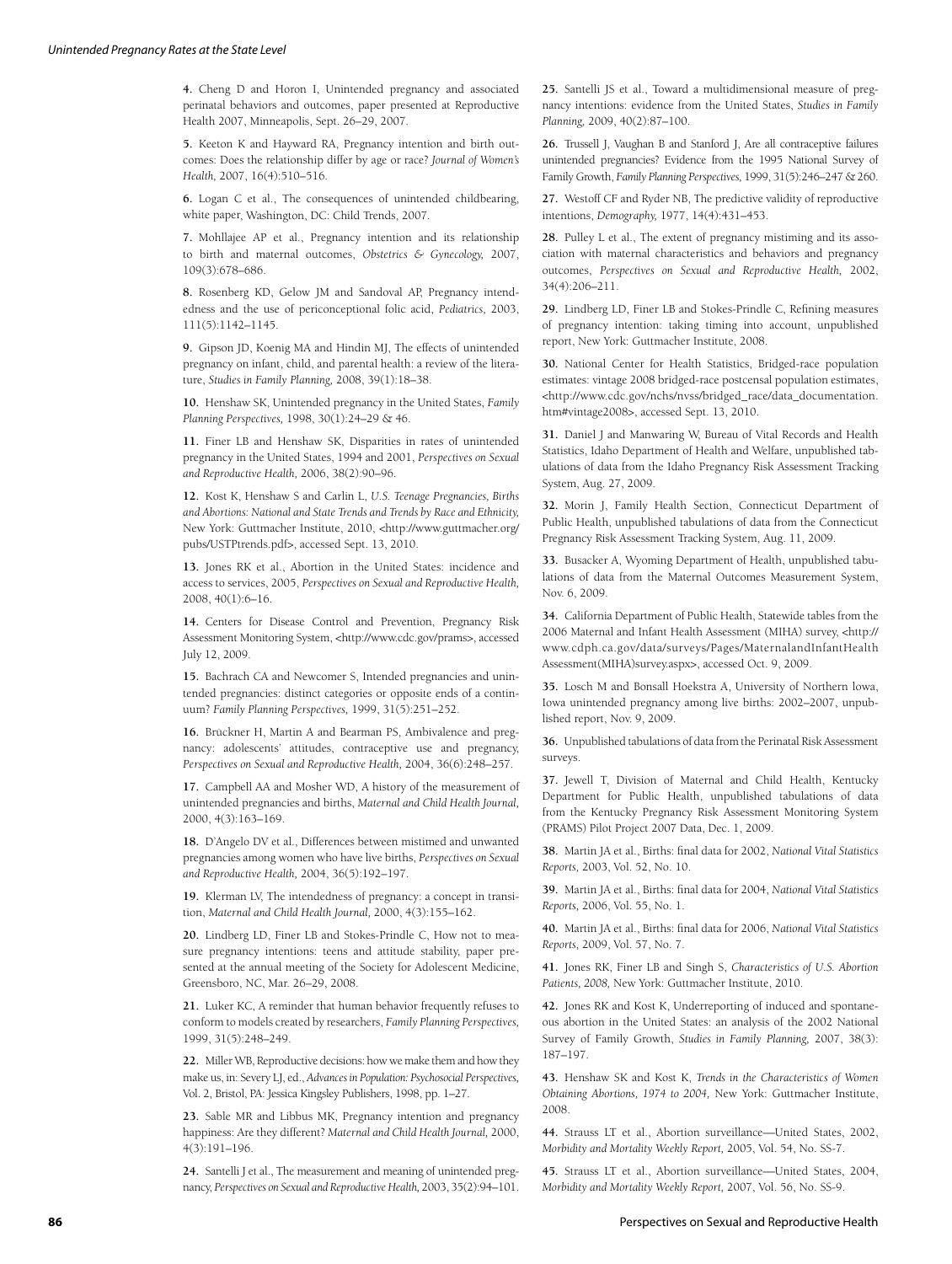**4.** Cheng D and Horon I, Unintended pregnancy and associated perinatal behaviors and outcomes, paper presented at Reproductive Health 2007, Minneapolis, Sept. 26–29, 2007.

**5.** Keeton K and Hayward RA, Pregnancy intention and birth outcomes: Does the relationship differ by age or race? *Journal of Women's Health,* 2007, 16(4):510–516.

**6.** Logan C et al., The consequences of unintended childbearing, white paper, Washington, DC: Child Trends, 2007.

**7.** Mohllajee AP et al., Pregnancy intention and its relationship to birth and maternal outcomes, *Obstetrics & Gynecology,* 2007, 109(3):678–686.

**8.** Rosenberg KD, Gelow JM and Sandoval AP, Pregnancy intendedness and the use of periconceptional folic acid, *Pediatrics,* 2003, 111(5):1142–1145.

**9.** Gipson JD, Koenig MA and Hindin MJ, The effects of unintended pregnancy on infant, child, and parental health: a review of the literature, *Studies in Family Planning,* 2008, 39(1):18–38.

**10.** Henshaw SK, Unintended pregnancy in the United States, *Family Planning Perspectives,* 1998, 30(1):24–29 & 46.

**11.** Finer LB and Henshaw SK, Disparities in rates of unintended pregnancy in the United States, 1994 and 2001, *Perspectives on Sexual and Reproductive Health,* 2006, 38(2):90–96.

**12.** Kost K, Henshaw S and Carlin L, *U.S. Teenage Pregnancies, Births and Abortions: National and State Trends and Trends by Race and Ethnicity,* New York: Guttmacher Institute, 2010, <http://www.guttmacher.org/pubs/USTPtrends.pdf>, accessed Sept. 13, 2010.

**13.** Jones RK et al., Abortion in the United States: incidence and access to services, 2005, *Perspectives on Sexual and Reproductive Health,* 2008, 40(1):6–16.

**14.** Centers for Disease Control and Prevention, Pregnancy Risk Assessment Monitoring System, <http://www.cdc.gov/prams>, accessed July 12, 2009.

**15.** Bachrach CA and Newcomer S, Intended pregnancies and unintended pregnancies: distinct categories or opposite ends of a continuum? *Family Planning Perspectives,* 1999, 31(5):251–252.

**16.** Brückner H, Martin A and Bearman PS, Ambivalence and pregnancy: adolescents' attitudes, contraceptive use and pregnancy, *Perspectives on Sexual and Reproductive Health,* 2004, 36(6):248–257.

**17.** Campbell AA and Mosher WD, A history of the measurement of unintended pregnancies and births, *Maternal and Child Health Journal,* 2000, 4(3):163–169.

**18.** D'Angelo DV et al., Differences between mistimed and unwanted pregnancies among women who have live births, *Perspectives on Sexual and Reproductive Health,* 2004, 36(5):192–197.

**19.** Klerman LV, The intendedness of pregnancy: a concept in transition, *Maternal and Child Health Journal,* 2000, 4(3):155–162.

**20.** Lindberg LD, Finer LB and Stokes-Prindle C, How not to measure pregnancy intentions: teens and attitude stability, paper presented at the annual meeting of the Society for Adolescent Medicine, Greensboro, NC, Mar. 26–29, 2008.

**21.** Luker KC, A reminder that human behavior frequently refuses to conform to models created by researchers, *Family Planning Perspectives,* 1999, 31(5):248–249.

**22.** Miller WB, Reproductive decisions: how we make them and how they make us, in: Severy LJ, ed., *Advances in Population: Psychosocial Perspectives,* Vol. 2, Bristol, PA: Jessica Kingsley Publishers, 1998, pp. 1–27.

**23.** Sable MR and Libbus MK, Pregnancy intention and pregnancy happiness: Are they different? *Maternal and Child Health Journal,* 2000, 4(3):191–196.

**24.** Santelli J et al., The measurement and meaning of unintended pregnancy, *Perspectives on Sexual and Reproductive Health,* 2003, 35(2):94–101.

**25.** Santelli JS et al., Toward a multidimensional measure of pregnancy intentions: evidence from the United States, *Studies in Family Planning,* 2009, 40(2):87–100.

**26.** Trussell J, Vaughan B and Stanford J, Are all contraceptive failures unintended pregnancies? Evidence from the 1995 National Survey of Family Growth, *Family Planning Perspectives,* 1999, 31(5):246–247 & 260.

**27.** Westoff CF and Ryder NB, The predictive validity of reproductive intentions, *Demography,* 1977, 14(4):431–453.

**28.** Pulley L et al., The extent of pregnancy mistiming and its association with maternal characteristics and behaviors and pregnancy outcomes, *Perspectives on Sexual and Reproductive Health,* 2002, 34(4):206–211.

**29.** Lindberg LD, Finer LB and Stokes-Prindle C, Refining measures of pregnancy intention: taking timing into account, unpublished report, New York: Guttmacher Institute, 2008.

**30.** National Center for Health Statistics, Bridged-race population estimates: vintage 2008 bridged-race postcensal population estimates, <http://www.cdc.gov/nchs/nvss/bridged_race/data_documentation.htm#vintage2008>, accessed Sept. 13, 2010.

**31.** Daniel J and Manwaring W, Bureau of Vital Records and Health Statistics, Idaho Department of Health and Welfare, unpublished tabulations of data from the Idaho Pregnancy Risk Assessment Tracking System, Aug. 27, 2009.

**32.** Morin J, Family Health Section, Connecticut Department of Public Health, unpublished tabulations of data from the Connecticut Pregnancy Risk Assessment Tracking System, Aug. 11, 2009.

**33.** Busacker A, Wyoming Department of Health, unpublished tabulations of data from the Maternal Outcomes Measurement System, Nov. 6, 2009.

**34.** California Department of Public Health, Statewide tables from the 2006 Maternal and Infant Health Assessment (MIHA) survey, <http://www.cdph.ca.gov/data/surveys/Pages/MaternalandInfantHealthAssessment(MIHA)survey.aspx>, accessed Oct. 9, 2009.

**35.** Losch M and Bonsall Hoekstra A, University of Northern Iowa, Iowa unintended pregnancy among live births: 2002–2007, unpublished report, Nov. 9, 2009.

**36.** Unpublished tabulations of data from the Perinatal Risk Assessment surveys.

**37.** Jewell T, Division of Maternal and Child Health, Kentucky Department for Public Health, unpublished tabulations of data from the Kentucky Pregnancy Risk Assessment Monitoring System (PRAMS) Pilot Project 2007 Data, Dec. 1, 2009.

**38.** Martin JA et al., Births: final data for 2002, *National Vital Statistics Reports,* 2003, Vol. 52, No. 10.

**39.** Martin JA et al., Births: final data for 2004, *National Vital Statistics Reports,* 2006, Vol. 55, No. 1.

**40.** Martin JA et al., Births: final data for 2006, *National Vital Statistics Reports,* 2009, Vol. 57, No. 7.

**41.** Jones RK, Finer LB and Singh S, *Characteristics of U.S. Abortion Patients, 2008,* New York: Guttmacher Institute, 2010.

**42.** Jones RK and Kost K, Underreporting of induced and spontaneous abortion in the United States: an analysis of the 2002 National Survey of Family Growth, *Studies in Family Planning,* 2007, 38(3): 187–197.

**43.** Henshaw SK and Kost K, *Trends in the Characteristics of Women Obtaining Abortions, 1974 to 2004,* New York: Guttmacher Institute, 2008.

**44.** Strauss LT et al., Abortion surveillance—United States, 2002, *Morbidity and Mortality Weekly Report,* 2005, Vol. 54, No. SS-7.

**45.** Strauss LT et al., Abortion surveillance—United States, 2004, *Morbidity and Mortality Weekly Report,* 2007, Vol. 56, No. SS-9.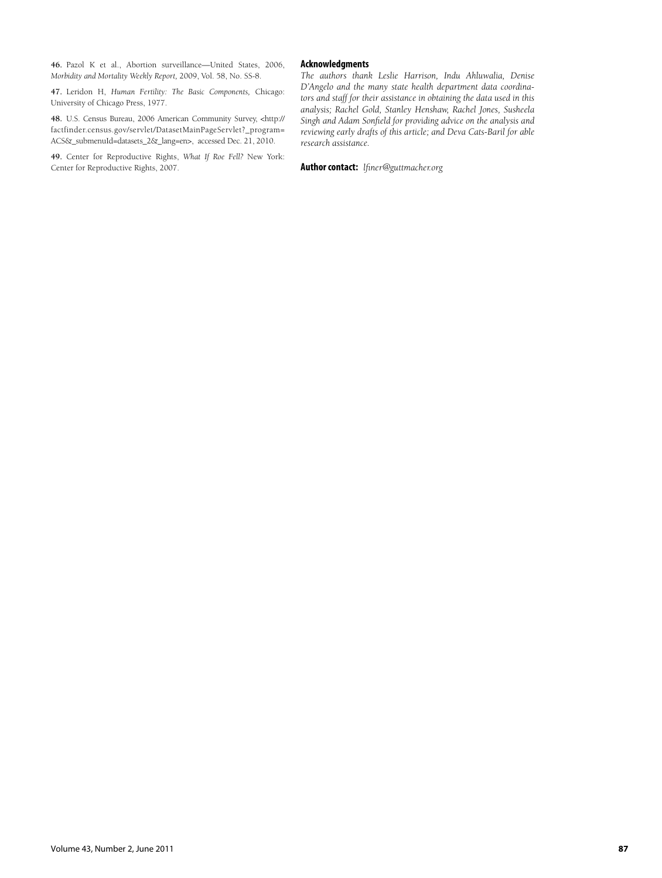46. Pazol K et al., Abortion surveillance—United States, 2006, *Morbidity and Mortality Weekly Report*, 2009, Vol. 58, No. SS-8.

47. Leridon H, *Human Fertility: The Basic Components*, Chicago: University of Chicago Press, 1977.

48. U.S. Census Bureau, 2006 American Community Survey, <http://factfinder.census.gov/servlet/DatasetMainPageServlet?_program=ACS&_submenuId=datasets_2&_lang=en>, accessed Dec. 21, 2010.

49. Center for Reproductive Rights, *What If Roe Fell?* New York: Center for Reproductive Rights, 2007.

### Acknowledgments

*The authors thank Leslie Harrison, Indu Ahluwalia, Denise D'Angelo and the many state health department data coordinators and staff for their assistance in obtaining the data used in this analysis; Rachel Gold, Stanley Henshaw, Rachel Jones, Susheela Singh and Adam Sonfield for providing advice on the analysis and reviewing early drafts of this article; and Deva Cats-Baril for able research assistance.*

**Author contact:** *lfiner@guttmacher.org*